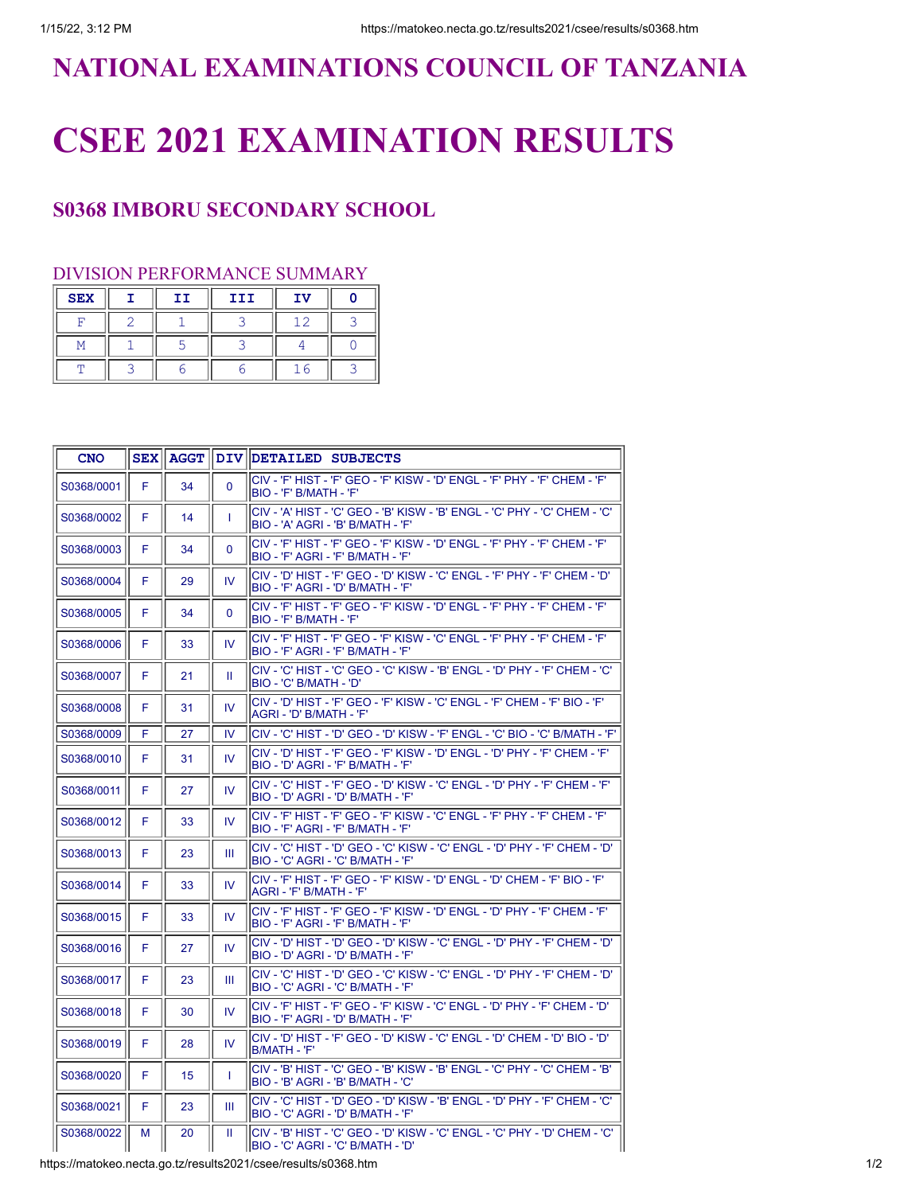# NATIONAL EXAMINATIONS COUNCIL OF TANZANIA

# CSEE 2021 EXAMINATION RESULTS

## S0368 IMBORU SECONDARY SCHOOL

DIVISION PERFORMANCE SUMMARY

| SEX | I | II | III | IV | 0 |
|---|---|---|---|---|---|
| F | 2 | 1 | 3 | 12 | 3 |
| M | 1 | 5 | 3 | 4 | 0 |
| T | 3 | 6 | 6 | 16 | 3 |

| CNO | SEX | AGGT | DIV | DETAILED SUBJECTS |
|---|---|---|---|---|
| S0368/0001 | F | 34 | 0 | CIV - 'F' HIST - 'F' GEO - 'F' KISW - 'D' ENGL - 'F' PHY - 'F' CHEM - 'F' BIO - 'F' B/MATH - 'F' |
| S0368/0002 | F | 14 | I | CIV - 'A' HIST - 'C' GEO - 'B' KISW - 'B' ENGL - 'C' PHY - 'C' CHEM - 'C' BIO - 'A' AGRI - 'B' B/MATH - 'F' |
| S0368/0003 | F | 34 | 0 | CIV - 'F' HIST - 'F' GEO - 'F' KISW - 'D' ENGL - 'F' PHY - 'F' CHEM - 'F' BIO - 'F' AGRI - 'F' B/MATH - 'F' |
| S0368/0004 | F | 29 | IV | CIV - 'D' HIST - 'F' GEO - 'D' KISW - 'C' ENGL - 'F' PHY - 'F' CHEM - 'D' BIO - 'F' AGRI - 'D' B/MATH - 'F' |
| S0368/0005 | F | 34 | 0 | CIV - 'F' HIST - 'F' GEO - 'F' KISW - 'D' ENGL - 'F' PHY - 'F' CHEM - 'F' BIO - 'F' B/MATH - 'F' |
| S0368/0006 | F | 33 | IV | CIV - 'F' HIST - 'F' GEO - 'F' KISW - 'C' ENGL - 'F' PHY - 'F' CHEM - 'F' BIO - 'F' AGRI - 'F' B/MATH - 'F' |
| S0368/0007 | F | 21 | II | CIV - 'C' HIST - 'C' GEO - 'C' KISW - 'B' ENGL - 'D' PHY - 'F' CHEM - 'C' BIO - 'C' B/MATH - 'D' |
| S0368/0008 | F | 31 | IV | CIV - 'D' HIST - 'F' GEO - 'F' KISW - 'C' ENGL - 'F' CHEM - 'F' BIO - 'F' AGRI - 'D' B/MATH - 'F' |
| S0368/0009 | F | 27 | IV | CIV - 'C' HIST - 'D' GEO - 'D' KISW - 'F' ENGL - 'C' BIO - 'C' B/MATH - 'F' |
| S0368/0010 | F | 31 | IV | CIV - 'D' HIST - 'F' GEO - 'F' KISW - 'D' ENGL - 'D' PHY - 'F' CHEM - 'F' BIO - 'D' AGRI - 'F' B/MATH - 'F' |
| S0368/0011 | F | 27 | IV | CIV - 'C' HIST - 'F' GEO - 'D' KISW - 'C' ENGL - 'D' PHY - 'F' CHEM - 'F' BIO - 'D' AGRI - 'D' B/MATH - 'F' |
| S0368/0012 | F | 33 | IV | CIV - 'F' HIST - 'F' GEO - 'F' KISW - 'C' ENGL - 'F' PHY - 'F' CHEM - 'F' BIO - 'F' AGRI - 'F' B/MATH - 'F' |
| S0368/0013 | F | 23 | III | CIV - 'C' HIST - 'D' GEO - 'C' KISW - 'C' ENGL - 'D' PHY - 'F' CHEM - 'D' BIO - 'C' AGRI - 'C' B/MATH - 'F' |
| S0368/0014 | F | 33 | IV | CIV - 'F' HIST - 'F' GEO - 'F' KISW - 'D' ENGL - 'D' CHEM - 'F' BIO - 'F' AGRI - 'F' B/MATH - 'F' |
| S0368/0015 | F | 33 | IV | CIV - 'F' HIST - 'F' GEO - 'F' KISW - 'D' ENGL - 'D' PHY - 'F' CHEM - 'F' BIO - 'F' AGRI - 'F' B/MATH - 'F' |
| S0368/0016 | F | 27 | IV | CIV - 'D' HIST - 'D' GEO - 'D' KISW - 'C' ENGL - 'D' PHY - 'F' CHEM - 'D' BIO - 'D' AGRI - 'D' B/MATH - 'F' |
| S0368/0017 | F | 23 | III | CIV - 'C' HIST - 'D' GEO - 'C' KISW - 'C' ENGL - 'D' PHY - 'F' CHEM - 'D' BIO - 'C' AGRI - 'C' B/MATH - 'F' |
| S0368/0018 | F | 30 | IV | CIV - 'F' HIST - 'F' GEO - 'F' KISW - 'C' ENGL - 'D' PHY - 'F' CHEM - 'D' BIO - 'F' AGRI - 'D' B/MATH - 'F' |
| S0368/0019 | F | 28 | IV | CIV - 'D' HIST - 'F' GEO - 'D' KISW - 'C' ENGL - 'D' CHEM - 'D' BIO - 'D' B/MATH - 'F' |
| S0368/0020 | F | 15 | I | CIV - 'B' HIST - 'C' GEO - 'B' KISW - 'B' ENGL - 'C' PHY - 'C' CHEM - 'B' BIO - 'B' AGRI - 'B' B/MATH - 'C' |
| S0368/0021 | F | 23 | III | CIV - 'C' HIST - 'D' GEO - 'D' KISW - 'B' ENGL - 'D' PHY - 'F' CHEM - 'C' BIO - 'C' AGRI - 'D' B/MATH - 'F' |
| S0368/0022 | M | 20 | II | CIV - 'B' HIST - 'C' GEO - 'D' KISW - 'C' ENGL - 'C' PHY - 'D' CHEM - 'C' BIO - 'C' AGRI - 'C' B/MATH - 'D' |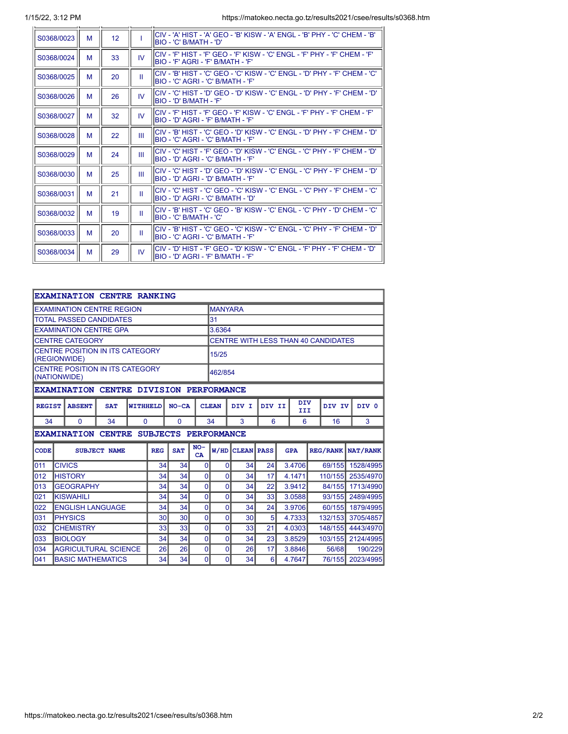| | | | | |
|---|---|---|---|---|
| S0368/0023 | M | 12 | I | CIV - 'A' HIST - 'A' GEO - 'B' KISW - 'A' ENGL - 'B' PHY - 'C' CHEM - 'B' BIO - 'C' B/MATH - 'D' |
| S0368/0024 | M | 33 | IV | CIV - 'F' HIST - 'F' GEO - 'F' KISW - 'C' ENGL - 'F' PHY - 'F' CHEM - 'F' BIO - 'F' AGRI - 'F' B/MATH - 'F' |
| S0368/0025 | M | 20 | II | CIV - 'B' HIST - 'C' GEO - 'C' KISW - 'C' ENGL - 'D' PHY - 'F' CHEM - 'C' BIO - 'C' AGRI - 'C' B/MATH - 'F' |
| S0368/0026 | M | 26 | IV | CIV - 'C' HIST - 'D' GEO - 'D' KISW - 'C' ENGL - 'D' PHY - 'F' CHEM - 'D' BIO - 'D' B/MATH - 'F' |
| S0368/0027 | M | 32 | IV | CIV - 'F' HIST - 'F' GEO - 'F' KISW - 'C' ENGL - 'F' PHY - 'F' CHEM - 'F' BIO - 'D' AGRI - 'F' B/MATH - 'F' |
| S0368/0028 | M | 22 | III | CIV - 'B' HIST - 'C' GEO - 'D' KISW - 'C' ENGL - 'D' PHY - 'F' CHEM - 'D' BIO - 'C' AGRI - 'C' B/MATH - 'F' |
| S0368/0029 | M | 24 | III | CIV - 'C' HIST - 'F' GEO - 'D' KISW - 'C' ENGL - 'C' PHY - 'F' CHEM - 'D' BIO - 'D' AGRI - 'C' B/MATH - 'F' |
| S0368/0030 | M | 25 | III | CIV - 'C' HIST - 'D' GEO - 'D' KISW - 'C' ENGL - 'C' PHY - 'F' CHEM - 'D' BIO - 'D' AGRI - 'D' B/MATH - 'F' |
| S0368/0031 | M | 21 | II | CIV - 'C' HIST - 'C' GEO - 'C' KISW - 'C' ENGL - 'C' PHY - 'F' CHEM - 'C' BIO - 'D' AGRI - 'C' B/MATH - 'D' |
| S0368/0032 | M | 19 | II | CIV - 'B' HIST - 'C' GEO - 'B' KISW - 'C' ENGL - 'C' PHY - 'D' CHEM - 'C' BIO - 'C' B/MATH - 'C' |
| S0368/0033 | M | 20 | II | CIV - 'B' HIST - 'C' GEO - 'C' KISW - 'C' ENGL - 'C' PHY - 'F' CHEM - 'D' BIO - 'C' AGRI - 'C' B/MATH - 'F' |
| S0368/0034 | M | 29 | IV | CIV - 'D' HIST - 'F' GEO - 'D' KISW - 'C' ENGL - 'F' PHY - 'F' CHEM - 'D' BIO - 'D' AGRI - 'F' B/MATH - 'F' |

## EXAMINATION CENTRE RANKING

| | |
|---|---|
| EXAMINATION CENTRE REGION | MANYARA |
| TOTAL PASSED CANDIDATES | 31 |
| EXAMINATION CENTRE GPA | 3.6364 |
| CENTRE CATEGORY | CENTRE WITH LESS THAN 40 CANDIDATES |
| CENTRE POSITION IN ITS CATEGORY (REGIONWIDE) | 15/25 |
| CENTRE POSITION IN ITS CATEGORY (NATIONWIDE) | 462/854 |

## EXAMINATION CENTRE DIVISION PERFORMANCE

| REGIST | ABSENT | SAT | WITHHELD | NO-CA | CLEAN | DIV I | DIV II | DIV III | DIV IV | DIV 0 |
|---|---|---|---|---|---|---|---|---|---|---|
| 34 | 0 | 34 | 0 | 0 | 34 | 3 | 6 | 6 | 16 | 3 |

## EXAMINATION CENTRE SUBJECTS PERFORMANCE

| CODE | SUBJECT NAME | REG | SAT | NO-CA | W/HD | CLEAN | PASS | GPA | REG/RANK | NAT/RANK |
|---|---|---|---|---|---|---|---|---|---|---|
| 011 | CIVICS | 34 | 34 | 0 | 0 | 34 | 24 | 3.4706 | 69/155 | 1528/4995 |
| 012 | HISTORY | 34 | 34 | 0 | 0 | 34 | 17 | 4.1471 | 110/155 | 2535/4970 |
| 013 | GEOGRAPHY | 34 | 34 | 0 | 0 | 34 | 22 | 3.9412 | 84/155 | 1713/4990 |
| 021 | KISWAHILI | 34 | 34 | 0 | 0 | 34 | 33 | 3.0588 | 93/155 | 2489/4995 |
| 022 | ENGLISH LANGUAGE | 34 | 34 | 0 | 0 | 34 | 24 | 3.9706 | 60/155 | 1879/4995 |
| 031 | PHYSICS | 30 | 30 | 0 | 0 | 30 | 5 | 4.7333 | 132/153 | 3705/4857 |
| 032 | CHEMISTRY | 33 | 33 | 0 | 0 | 33 | 21 | 4.0303 | 148/155 | 4443/4970 |
| 033 | BIOLOGY | 34 | 34 | 0 | 0 | 34 | 23 | 3.8529 | 103/155 | 2124/4995 |
| 034 | AGRICULTURAL SCIENCE | 26 | 26 | 0 | 0 | 26 | 17 | 3.8846 | 56/68 | 190/229 |
| 041 | BASIC MATHEMATICS | 34 | 34 | 0 | 0 | 34 | 6 | 4.7647 | 76/155 | 2023/4995 |